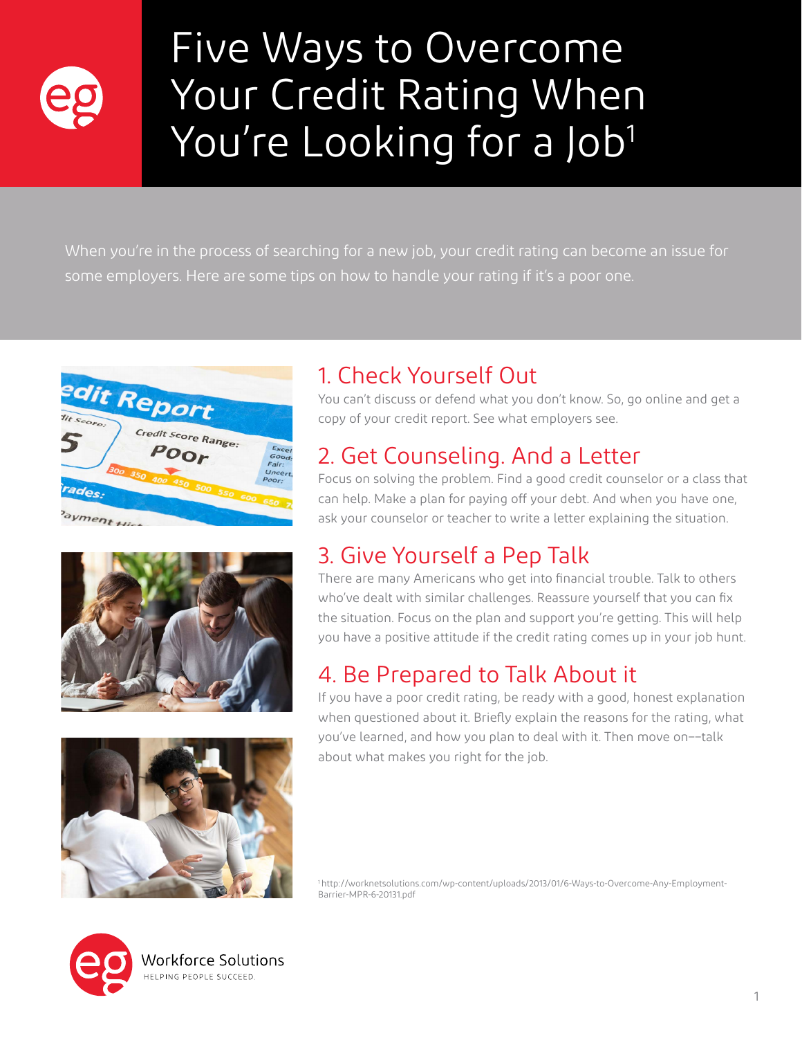# Five Ways to Overcome Your Credit Rating When You're Looking for a Job[1]

When you're in the process of searching for a new job, your credit rating can become an issue for some employers. Here are some tips on how to handle your rating if it's a poor one.

## 1. Check Yourself Out

You can't discuss or defend what you don't know. So, go online and get a copy of your credit report. See what employers see.

## 2. Get Counseling. And a Letter

Focus on solving the problem. Find a good credit counselor or a class that can help. Make a plan for paying off your debt. And when you have one, ask your counselor or teacher to write a letter explaining the situation.

## 3. Give Yourself a Pep Talk

There are many Americans who get into financial trouble. Talk to others who've dealt with similar challenges. Reassure yourself that you can fix the situation. Focus on the plan and support you're getting. This will help you have a positive attitude if the credit rating comes up in your job hunt.

## 4. Be Prepared to Talk About it

If you have a poor credit rating, be ready with a good, honest explanation when questioned about it. Briefly explain the reasons for the rating, what you've learned, and how you plan to deal with it. Then move on––talk about what makes you right for the job.

[1] http://worknetsolutions.com/wp-content/uploads/2013/01/6-Ways-to-Overcome-Any-Employment-Barrier-MPR-6-20131.pdf

Workforce Solutions
HELPING PEOPLE SUCCEED.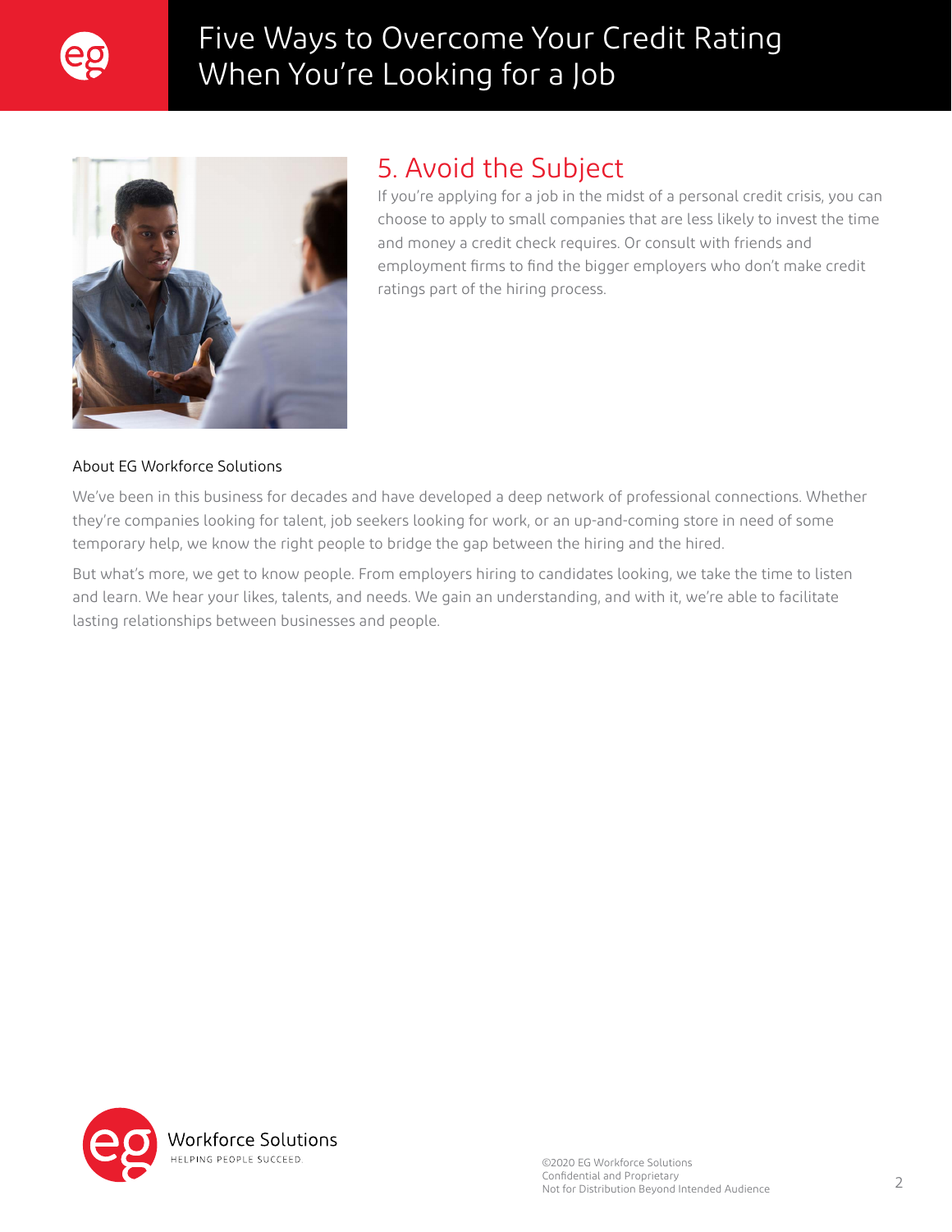## 5. Avoid the Subject

If you're applying for a job in the midst of a personal credit crisis, you can choose to apply to small companies that are less likely to invest the time and money a credit check requires. Or consult with friends and employment firms to find the bigger employers who don't make credit ratings part of the hiring process.

### About EG Workforce Solutions

We've been in this business for decades and have developed a deep network of professional connections. Whether they're companies looking for talent, job seekers looking for work, or an up-and-coming store in need of some temporary help, we know the right people to bridge the gap between the hiring and the hired.

But what's more, we get to know people. From employers hiring to candidates looking, we take the time to listen and learn. We hear your likes, talents, and needs. We gain an understanding, and with it, we're able to facilitate lasting relationships between businesses and people.

Workforce Solutions
HELPING PEOPLE SUCCEED.

©2020 EG Workforce Solutions
Confidential and Proprietary
Not for Distribution Beyond Intended Audience